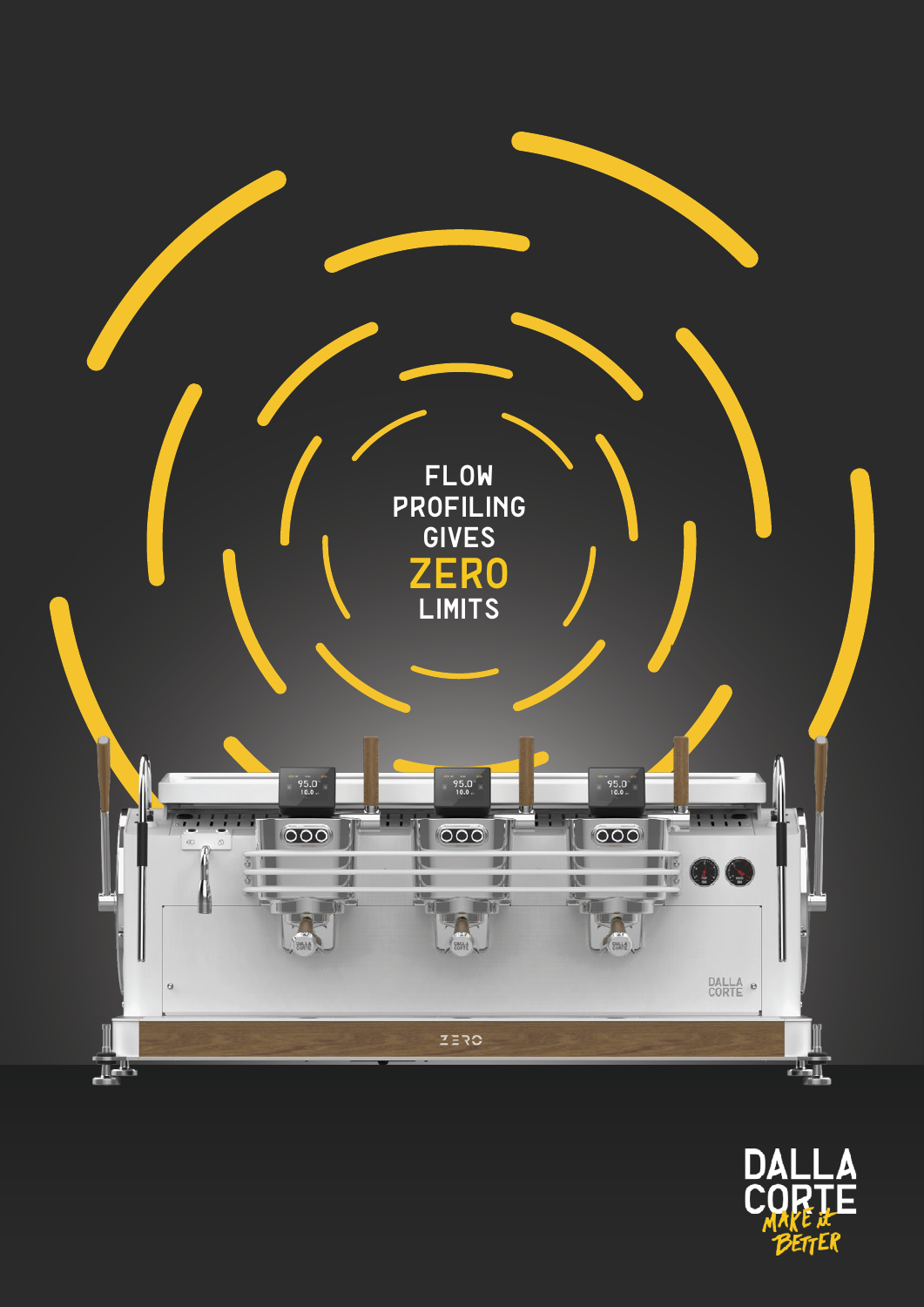# FLOW PROFILING GIVES ZERO LIMITS

DALLA CORTE

*MAKE it BETTER*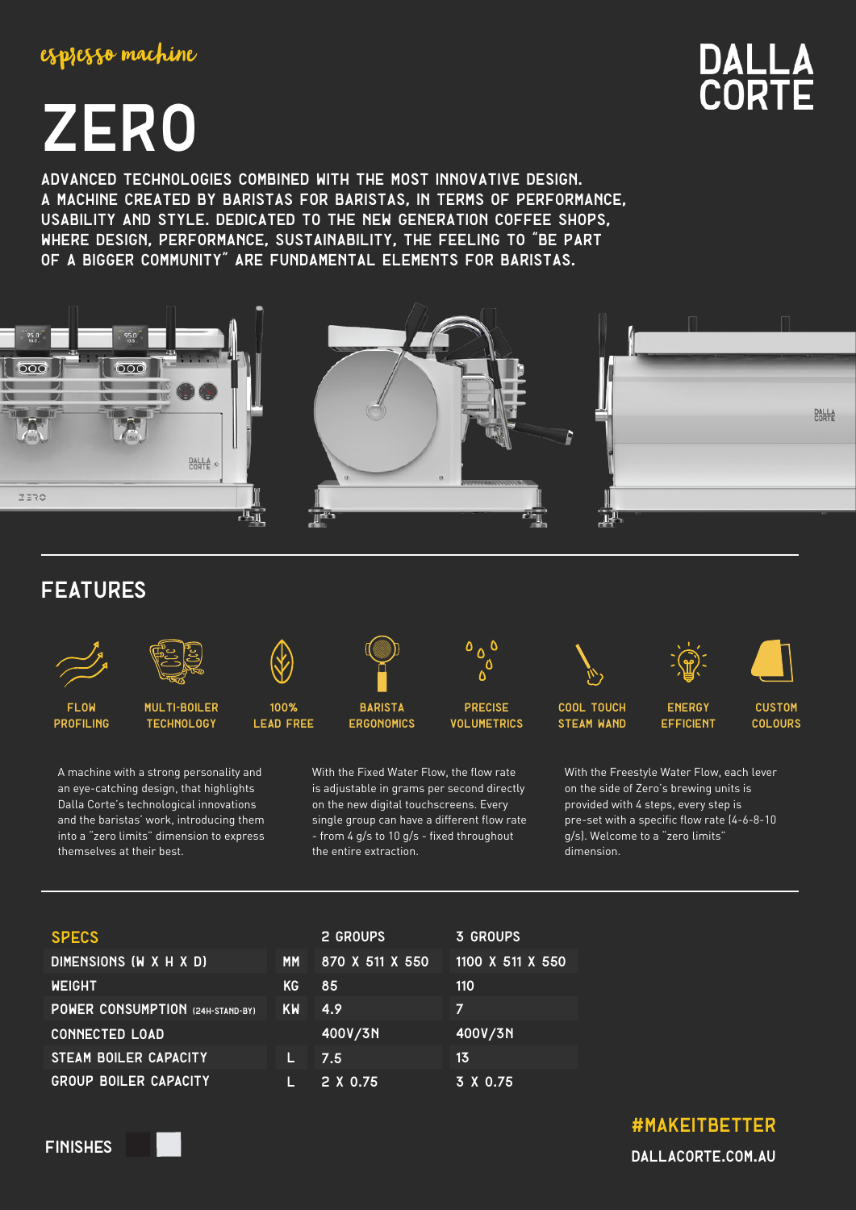*espresso machine*

DALLA CORTE

# ZERO

ADVANCED TECHNOLOGIES COMBINED WITH THE MOST INNOVATIVE DESIGN. A MACHINE CREATED BY BARISTAS FOR BARISTAS, IN TERMS OF PERFORMANCE, USABILITY AND STYLE. DEDICATED TO THE NEW GENERATION COFFEE SHOPS, WHERE DESIGN, PERFORMANCE, SUSTAINABILITY, THE FEELING OF "BE PART OF A BIGGER COMMUNITY" ARE FUNDAMENTAL ELEMENTS FOR BARISTAS.

## FEATURES

- FLOW PROFILING
- MULTI-BOILER TECHNOLOGY
- 100% LEAD FREE
- BARISTA ERGONOMICS
- PRECISE VOLUMETRICS
- COOL TOUCH STEAM WAND
- ENERGY EFFICIENT
- CUSTOM COLOURS

A machine with a strong personality and an eye-catching design, that highlights Dalla Corte's technological innovations and the baristas' work, introducing them into a "zero limits" dimension to express themselves at their best.

With the Fixed Water Flow, the flow rate is adjustable in grams per second directly on the new digital touchscreens. Every single group can have a different flow rate - from 4 g/s to 10 g/s - fixed throughout the entire extraction.

With the Freestyle Water Flow, each lever on the side of Zero's brewing units is provided with 4 steps, every step is pre-set with a specific flow rate (4-6-8-10 g/s). Welcome to a "zero limits" dimension.

| SPECS | | 2 GROUPS | 3 GROUPS |
|---|---|---|---|
| DIMENSIONS (W X H X D) | MM | 870 X 511 X 550 | 1100 X 511 X 550 |
| WEIGHT | KG | 85 | 110 |
| POWER CONSUMPTION (24H-STAND-BY) | KW | 4.9 | 7 |
| CONNECTED LOAD | | 400V/3N | 400V/3N |
| STEAM BOILER CAPACITY | L | 7.5 | 13 |
| GROUP BOILER CAPACITY | L | 2 X 0.75 | 3 X 0.75 |

FINISHES

#MAKEITBETTER

DALLACORTE.COM.AU